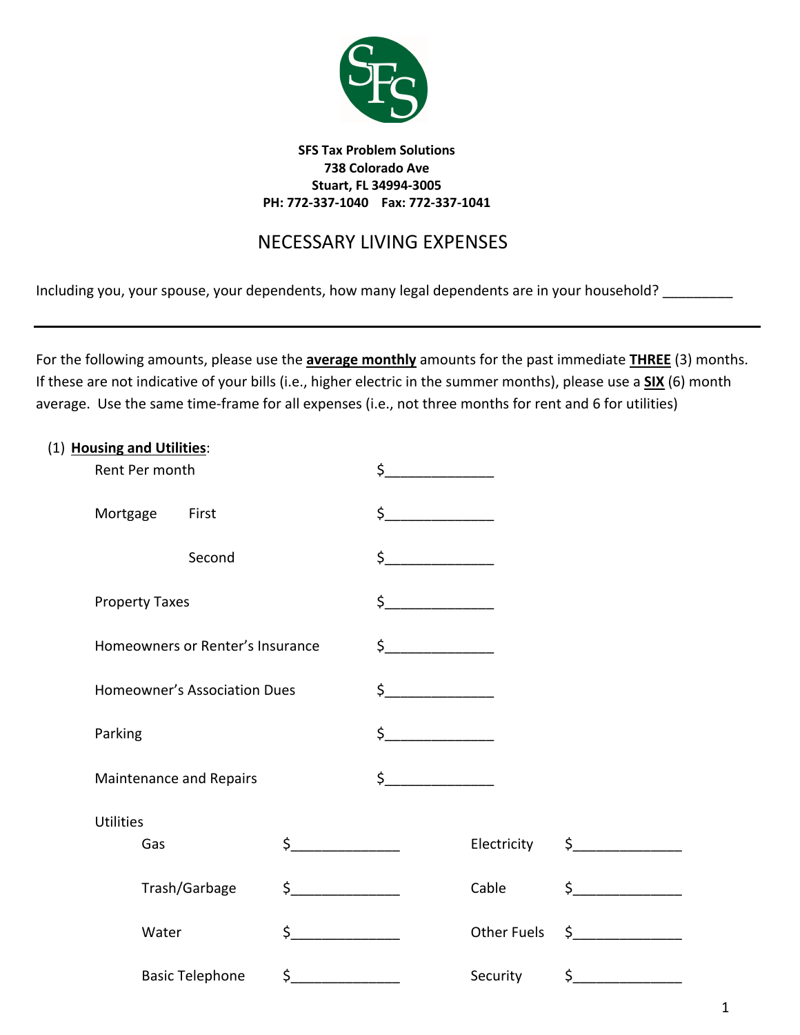**SFS Tax Problem Solutions**
**738 Colorado Ave**
**Stuart, FL 34994-3005**
**PH: 772-337-1040 Fax: 772-337-1041**

# NECESSARY LIVING EXPENSES

Including you, your spouse, your dependents, how many legal dependents are in your household? _________

---

For the following amounts, please use the **average monthly** amounts for the past immediate **THREE** (3) months. If these are not indicative of your bills (i.e., higher electric in the summer months), please use a **SIX** (6) month average. Use the same time-frame for all expenses (i.e., not three months for rent and 6 for utilities)

(1) **Housing and Utilities**:

Rent Per month $______________

Mortgage First $______________

Second $______________

Property Taxes $______________

Homeowners or Renter's Insurance $______________

Homeowner's Association Dues $______________

Parking $______________

Maintenance and Repairs $______________

Utilities

| | | | |
|---|---|---|---|
| Gas | $______________ | Electricity | $______________ |
| Trash/Garbage | $______________ | Cable | $______________ |
| Water | $______________ | Other Fuels | $______________ |
| Basic Telephone | $______________ | Security | $______________ |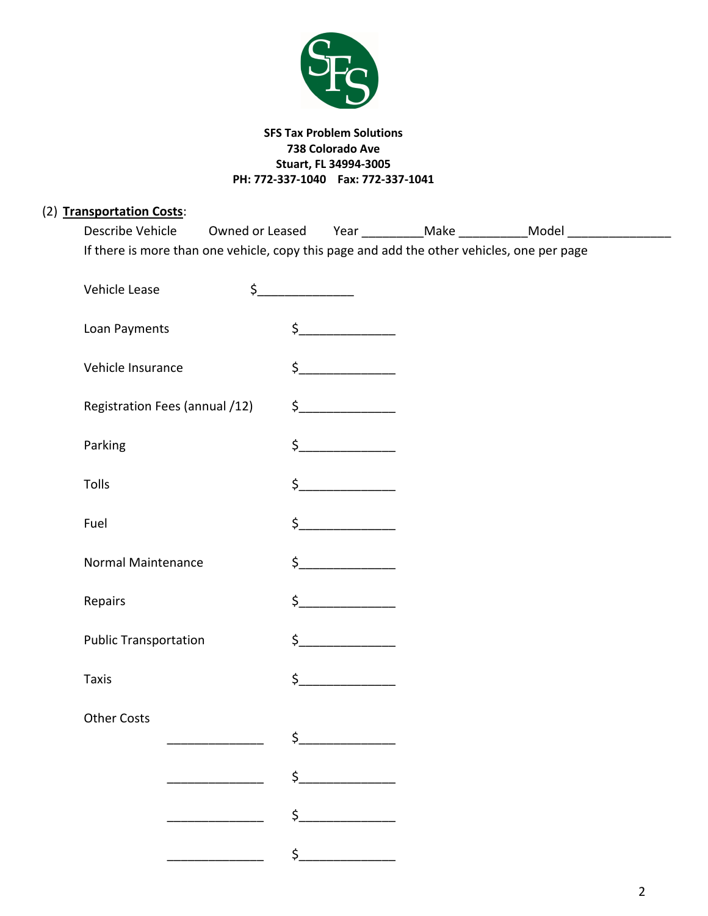**SFS Tax Problem Solutions**
**738 Colorado Ave**
**Stuart, FL 34994-3005**
**PH: 772-337-1040 Fax: 772-337-1041**

(2) **Transportation Costs**:

Describe Vehicle   Owned or Leased   Year _________Make __________Model _______________

If there is more than one vehicle, copy this page and add the other vehicles, one per page

Vehicle Lease $______________

Loan Payments $______________

Vehicle Insurance $______________

Registration Fees (annual /12) $______________

Parking $______________

Tolls $______________

Fuel $______________

Normal Maintenance $______________

Repairs $______________

Public Transportation $______________

Taxis $______________

Other Costs

______________ $______________

______________ $______________

______________ $______________

______________ $______________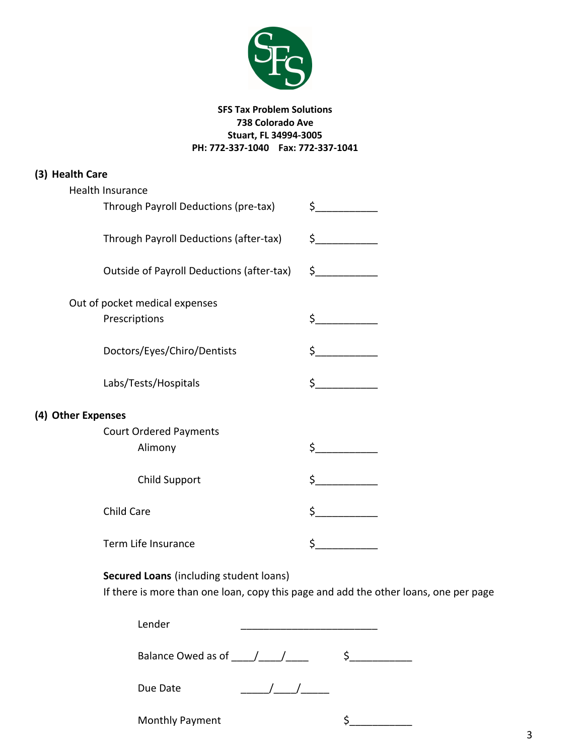**SFS Tax Problem Solutions**
**738 Colorado Ave**
**Stuart, FL 34994-3005**
**PH: 772-337-1040    Fax: 772-337-1041**

## (3) Health Care

Health Insurance

- Through Payroll Deductions (pre-tax) $___________
- Through Payroll Deductions (after-tax) $___________
- Outside of Payroll Deductions (after-tax) $___________

Out of pocket medical expenses

- Prescriptions $___________
- Doctors/Eyes/Chiro/Dentists $___________
- Labs/Tests/Hospitals $___________

## (4) Other Expenses

Court Ordered Payments

- Alimony $___________
- Child Support $___________

Child Care $___________

Term Life Insurance $___________

**Secured Loans** (including student loans)
If there is more than one loan, copy this page and add the other loans, one per page

Lender ________________________

Balance Owed as of ____/____/____ $___________

Due Date _____/____/_____

Monthly Payment $___________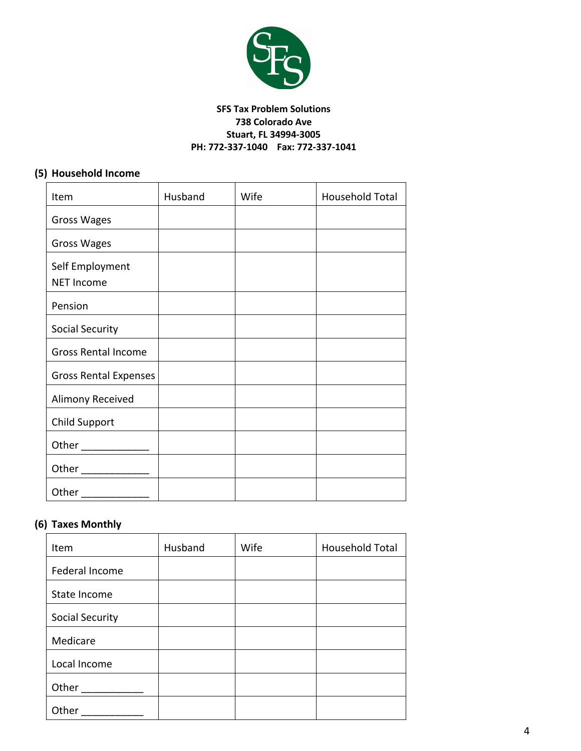**SFS Tax Problem Solutions**
**738 Colorado Ave**
**Stuart, FL 34994-3005**
**PH: 772-337-1040 Fax: 772-337-1041**

## (5) Household Income

| Item | Husband | Wife | Household Total |
| --- | --- | --- | --- |
| Gross Wages | | | |
| Gross Wages | | | |
| Self Employment NET Income | | | |
| Pension | | | |
| Social Security | | | |
| Gross Rental Income | | | |
| Gross Rental Expenses | | | |
| Alimony Received | | | |
| Child Support | | | |
| Other ____________ | | | |
| Other ____________ | | | |
| Other ____________ | | | |

## (6) Taxes Monthly

| Item | Husband | Wife | Household Total |
| --- | --- | --- | --- |
| Federal Income | | | |
| State Income | | | |
| Social Security | | | |
| Medicare | | | |
| Local Income | | | |
| Other ___________ | | | |
| Other ___________ | | | |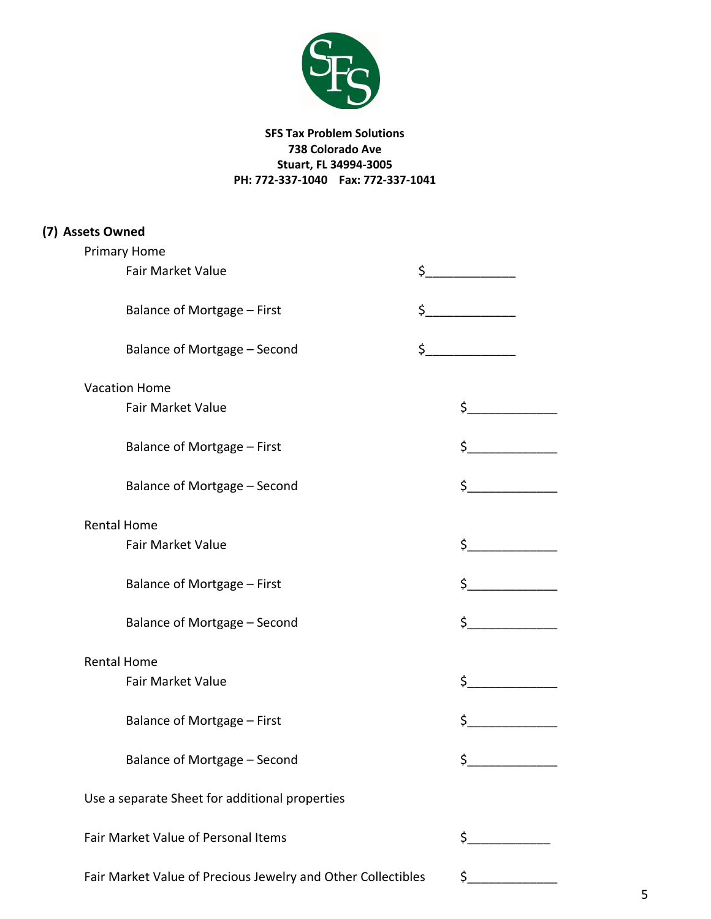**SFS Tax Problem Solutions**
**738 Colorado Ave**
**Stuart, FL 34994-3005**
**PH: 772-337-1040 Fax: 772-337-1041**

### (7) Assets Owned

Primary Home

Fair Market Value $_____________

Balance of Mortgage – First $_____________

Balance of Mortgage – Second $_____________

Vacation Home

Fair Market Value $_____________

Balance of Mortgage – First $_____________

Balance of Mortgage – Second $_____________

Rental Home

Fair Market Value $_____________

Balance of Mortgage – First $_____________

Balance of Mortgage – Second $_____________

Rental Home

Fair Market Value $_____________

Balance of Mortgage – First $_____________

Balance of Mortgage – Second $_____________

Use a separate Sheet for additional properties

Fair Market Value of Personal Items $____________

Fair Market Value of Precious Jewelry and Other Collectibles $_____________